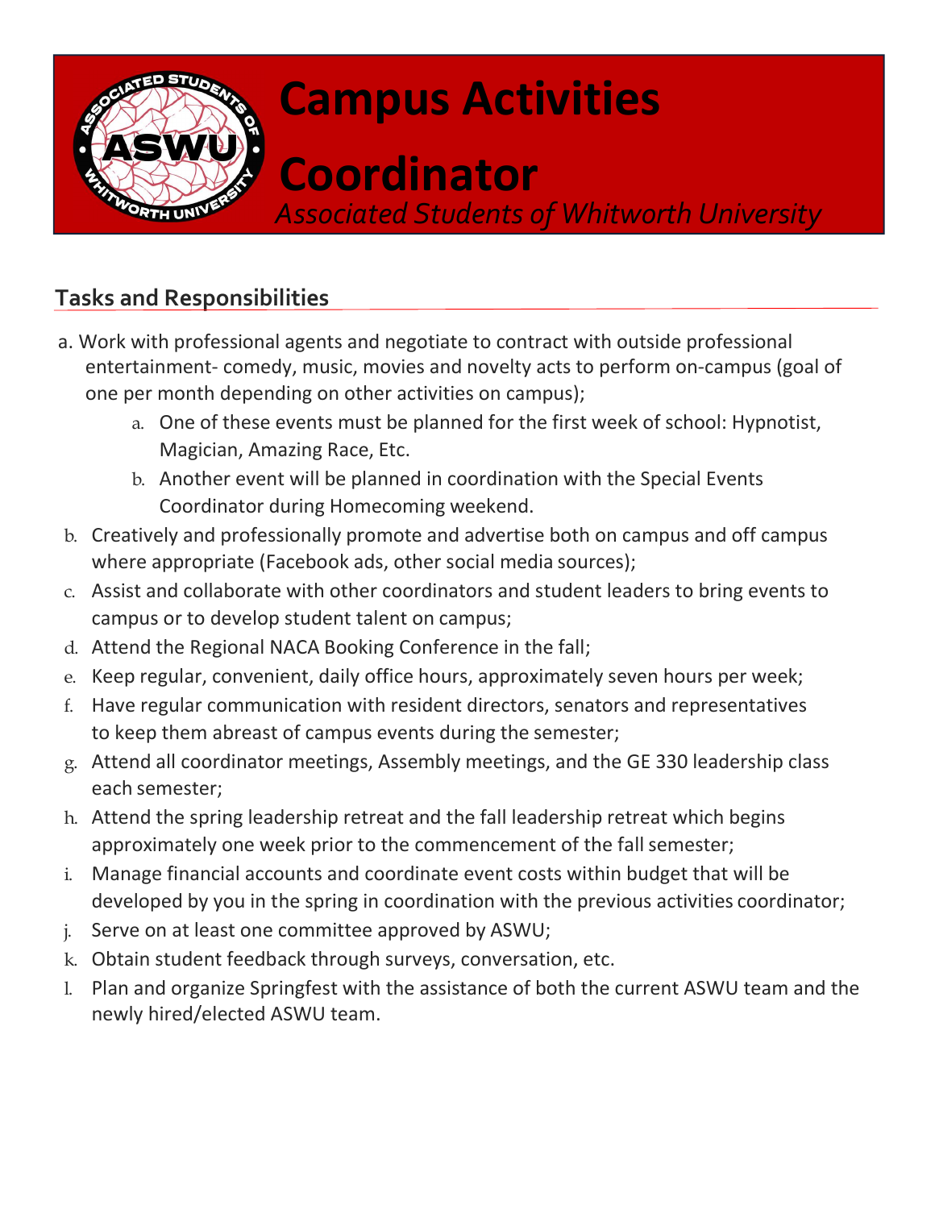# Campus Activities Coordinator

*Associated Students of Whitworth University*

## Tasks and Responsibilities

a. Work with professional agents and negotiate to contract with outside professional entertainment- comedy, music, movies and novelty acts to perform on-campus (goal of one per month depending on other activities on campus);
   a. One of these events must be planned for the first week of school: Hypnotist, Magician, Amazing Race, Etc.
   b. Another event will be planned in coordination with the Special Events Coordinator during Homecoming weekend.

b. Creatively and professionally promote and advertise both on campus and off campus where appropriate (Facebook ads, other social media sources);

c. Assist and collaborate with other coordinators and student leaders to bring events to campus or to develop student talent on campus;

d. Attend the Regional NACA Booking Conference in the fall;

e. Keep regular, convenient, daily office hours, approximately seven hours per week;

f. Have regular communication with resident directors, senators and representatives to keep them abreast of campus events during the semester;

g. Attend all coordinator meetings, Assembly meetings, and the GE 330 leadership class each semester;

h. Attend the spring leadership retreat and the fall leadership retreat which begins approximately one week prior to the commencement of the fall semester;

i. Manage financial accounts and coordinate event costs within budget that will be developed by you in the spring in coordination with the previous activities coordinator;

j. Serve on at least one committee approved by ASWU;

k. Obtain student feedback through surveys, conversation, etc.

l. Plan and organize Springfest with the assistance of both the current ASWU team and the newly hired/elected ASWU team.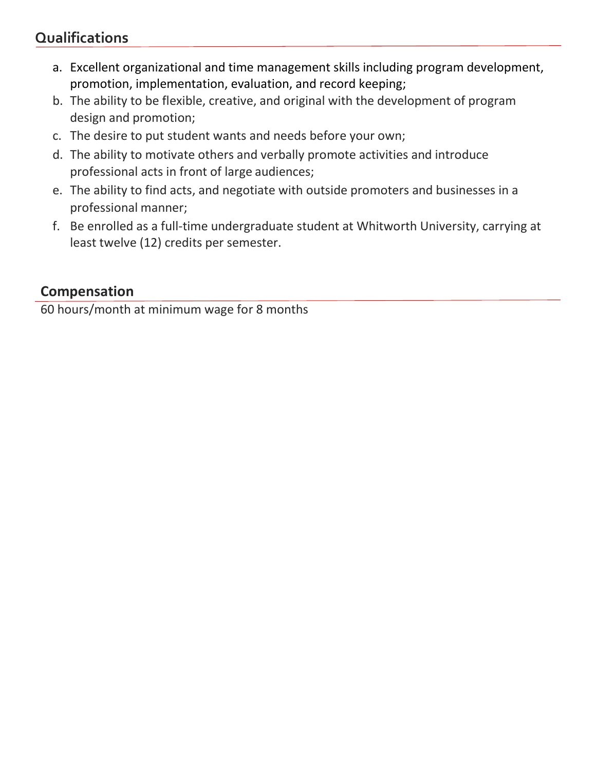## Qualifications

a. Excellent organizational and time management skills including program development, promotion, implementation, evaluation, and record keeping;
b. The ability to be flexible, creative, and original with the development of program design and promotion;
c. The desire to put student wants and needs before your own;
d. The ability to motivate others and verbally promote activities and introduce professional acts in front of large audiences;
e. The ability to find acts, and negotiate with outside promoters and businesses in a professional manner;
f. Be enrolled as a full-time undergraduate student at Whitworth University, carrying at least twelve (12) credits per semester.

## Compensation

60 hours/month at minimum wage for 8 months